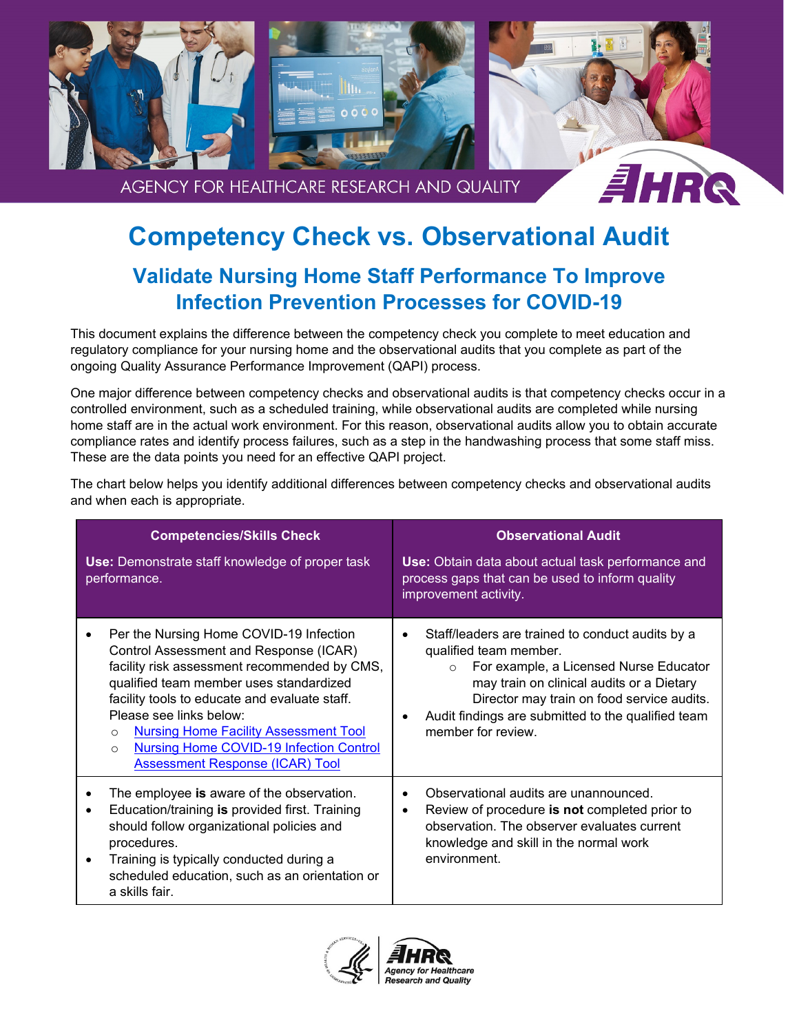AGENCY FOR HEALTHCARE RESEARCH AND QUALITY

# Competency Check vs. Observational Audit

## Validate Nursing Home Staff Performance To Improve Infection Prevention Processes for COVID-19

This document explains the difference between the competency check you complete to meet education and regulatory compliance for your nursing home and the observational audits that you complete as part of the ongoing Quality Assurance Performance Improvement (QAPI) process.

One major difference between competency checks and observational audits is that competency checks occur in a controlled environment, such as a scheduled training, while observational audits are completed while nursing home staff are in the actual work environment. For this reason, observational audits allow you to obtain accurate compliance rates and identify process failures, such as a step in the handwashing process that some staff miss. These are the data points you need for an effective QAPI project.

The chart below helps you identify additional differences between competency checks and observational audits and when each is appropriate.

| **Competencies/Skills Check**<br><br>**Use:** Demonstrate staff knowledge of proper task performance. | **Observational Audit**<br><br>**Use:** Obtain data about actual task performance and process gaps that can be used to inform quality improvement activity. |
|---|---|
| • Per the Nursing Home COVID-19 Infection Control Assessment and Response (ICAR) facility risk assessment recommended by CMS, qualified team member uses standardized facility tools to educate and evaluate staff. Please see links below:<br>  ○ Nursing Home Facility Assessment Tool<br>  ○ Nursing Home COVID-19 Infection Control Assessment Response (ICAR) Tool | • Staff/leaders are trained to conduct audits by a qualified team member.<br>  ○ For example, a Licensed Nurse Educator may train on clinical audits or a Dietary Director may train on food service audits.<br>• Audit findings are submitted to the qualified team member for review. |
| • The employee **is** aware of the observation.<br>• Education/training **is** provided first. Training should follow organizational policies and procedures.<br>• Training is typically conducted during a scheduled education, such as an orientation or a skills fair. | • Observational audits are unannounced.<br>• Review of procedure **is not** completed prior to observation. The observer evaluates current knowledge and skill in the normal work environment. |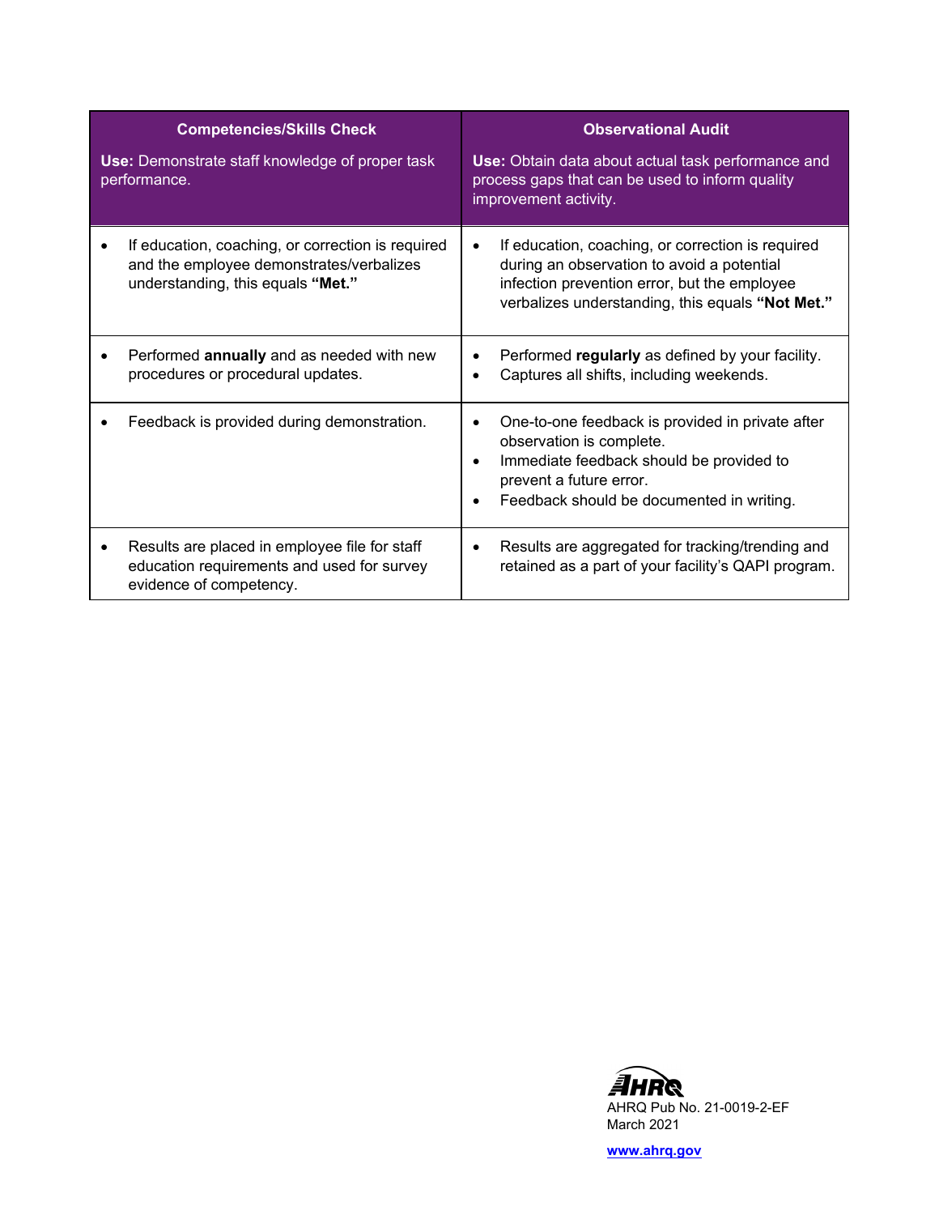| **Competencies/Skills Check**<br><br>**Use:** Demonstrate staff knowledge of proper task performance. | **Observational Audit**<br><br>**Use:** Obtain data about actual task performance and process gaps that can be used to inform quality improvement activity. |
|---|---|
| • If education, coaching, or correction is required and the employee demonstrates/verbalizes understanding, this equals **"Met."** | • If education, coaching, or correction is required during an observation to avoid a potential infection prevention error, but the employee verbalizes understanding, this equals **"Not Met."** |
| • Performed **annually** and as needed with new procedures or procedural updates. | • Performed **regularly** as defined by your facility.<br>• Captures all shifts, including weekends. |
| • Feedback is provided during demonstration. | • One-to-one feedback is provided in private after observation is complete.<br>• Immediate feedback should be provided to prevent a future error.<br>• Feedback should be documented in writing. |
| • Results are placed in employee file for staff education requirements and used for survey evidence of competency. | • Results are aggregated for tracking/trending and retained as a part of your facility's QAPI program. |

AHRQ Pub No. 21-0019-2-EF
March 2021

www.ahrq.gov